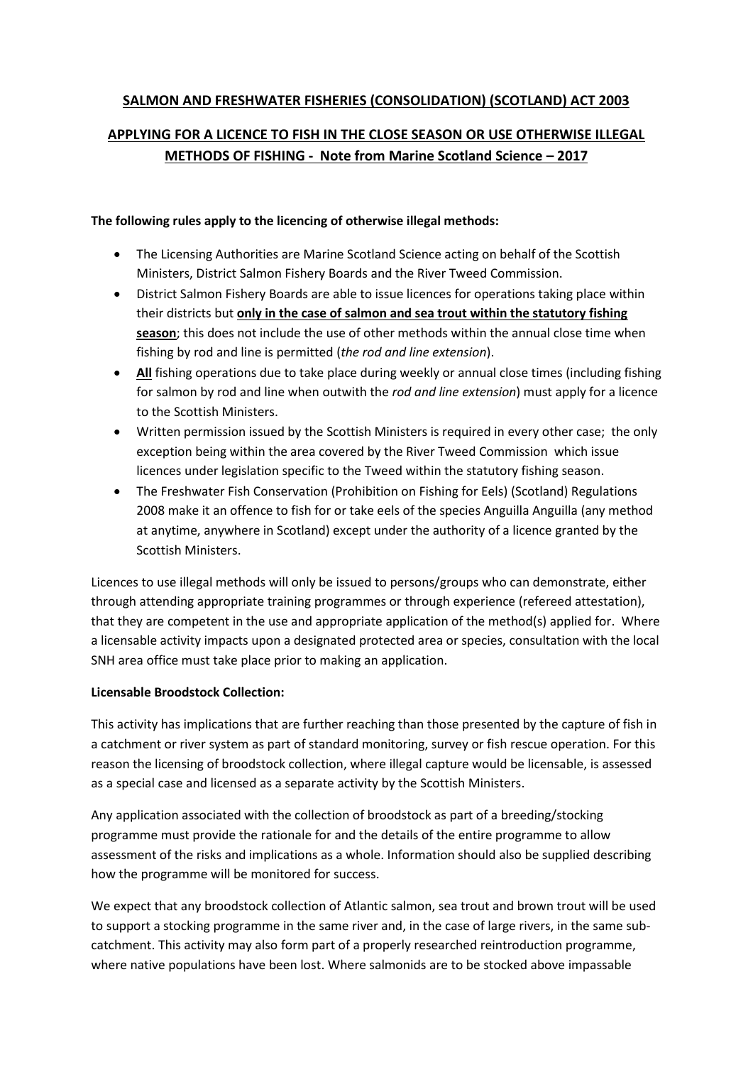## SALMON AND FRESHWATER FISHERIES (CONSOLIDATION) (SCOTLAND) ACT 2003

## APPLYING FOR A LICENCE TO FISH IN THE CLOSE SEASON OR USE OTHERWISE ILLEGAL METHODS OF FISHING - Note from Marine Scotland Science – 2017

**The following rules apply to the licencing of otherwise illegal methods:**

- The Licensing Authorities are Marine Scotland Science acting on behalf of the Scottish Ministers, District Salmon Fishery Boards and the River Tweed Commission.
- District Salmon Fishery Boards are able to issue licences for operations taking place within their districts but **only in the case of salmon and sea trout within the statutory fishing season**; this does not include the use of other methods within the annual close time when fishing by rod and line is permitted (*the rod and line extension*).
- **All** fishing operations due to take place during weekly or annual close times (including fishing for salmon by rod and line when outwith the *rod and line extension*) must apply for a licence to the Scottish Ministers.
- Written permission issued by the Scottish Ministers is required in every other case; the only exception being within the area covered by the River Tweed Commission which issue licences under legislation specific to the Tweed within the statutory fishing season.
- The Freshwater Fish Conservation (Prohibition on Fishing for Eels) (Scotland) Regulations 2008 make it an offence to fish for or take eels of the species Anguilla Anguilla (any method at anytime, anywhere in Scotland) except under the authority of a licence granted by the Scottish Ministers.

Licences to use illegal methods will only be issued to persons/groups who can demonstrate, either through attending appropriate training programmes or through experience (refereed attestation), that they are competent in the use and appropriate application of the method(s) applied for. Where a licensable activity impacts upon a designated protected area or species, consultation with the local SNH area office must take place prior to making an application.

**Licensable Broodstock Collection:**

This activity has implications that are further reaching than those presented by the capture of fish in a catchment or river system as part of standard monitoring, survey or fish rescue operation. For this reason the licensing of broodstock collection, where illegal capture would be licensable, is assessed as a special case and licensed as a separate activity by the Scottish Ministers.

Any application associated with the collection of broodstock as part of a breeding/stocking programme must provide the rationale for and the details of the entire programme to allow assessment of the risks and implications as a whole. Information should also be supplied describing how the programme will be monitored for success.

We expect that any broodstock collection of Atlantic salmon, sea trout and brown trout will be used to support a stocking programme in the same river and, in the case of large rivers, in the same sub-catchment. This activity may also form part of a properly researched reintroduction programme, where native populations have been lost. Where salmonids are to be stocked above impassable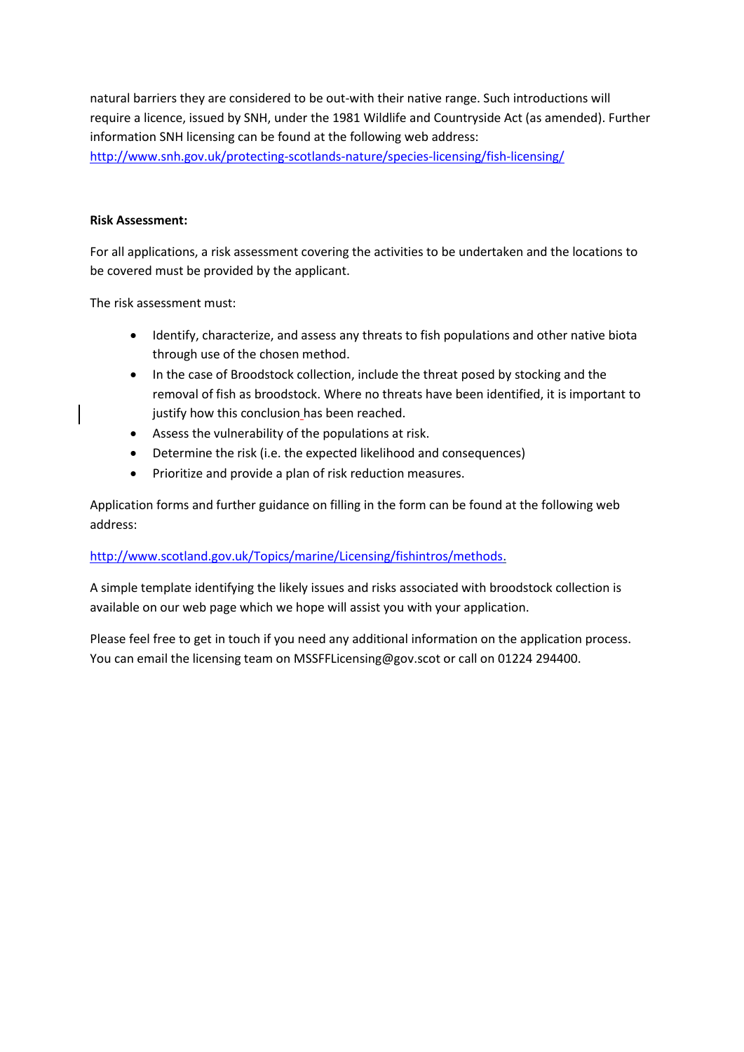natural barriers they are considered to be out-with their native range. Such introductions will require a licence, issued by SNH, under the 1981 Wildlife and Countryside Act (as amended). Further information SNH licensing can be found at the following web address:
http://www.snh.gov.uk/protecting-scotlands-nature/species-licensing/fish-licensing/

**Risk Assessment:**

For all applications, a risk assessment covering the activities to be undertaken and the locations to be covered must be provided by the applicant.

The risk assessment must:

- Identify, characterize, and assess any threats to fish populations and other native biota through use of the chosen method.
- In the case of Broodstock collection, include the threat posed by stocking and the removal of fish as broodstock. Where no threats have been identified, it is important to justify how this conclusion has been reached.
- Assess the vulnerability of the populations at risk.
- Determine the risk (i.e. the expected likelihood and consequences)
- Prioritize and provide a plan of risk reduction measures.

Application forms and further guidance on filling in the form can be found at the following web address:

http://www.scotland.gov.uk/Topics/marine/Licensing/fishintros/methods.

A simple template identifying the likely issues and risks associated with broodstock collection is available on our web page which we hope will assist you with your application.

Please feel free to get in touch if you need any additional information on the application process. You can email the licensing team on MSSFFLicensing@gov.scot or call on 01224 294400.